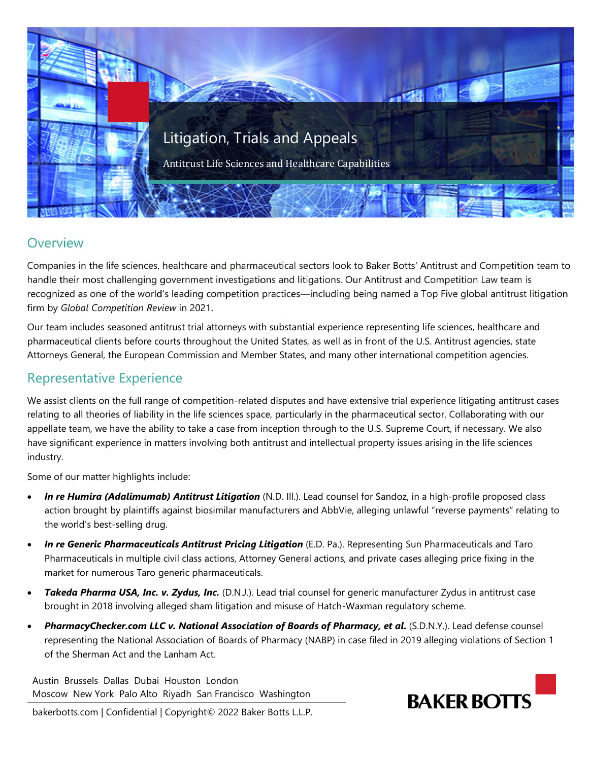# Litigation, Trials and Appeals

Antitrust Life Sciences and Healthcare Capabilities

## Overview

Companies in the life sciences, healthcare and pharmaceutical sectors look to Baker Botts' Antitrust and Competition team to handle their most challenging government investigations and litigations. Our Antitrust and Competition Law team is recognized as one of the world's leading competition practices—including being named a Top Five global antitrust litigation firm by *Global Competition Review* in 2021.

Our team includes seasoned antitrust trial attorneys with substantial experience representing life sciences, healthcare and pharmaceutical clients before courts throughout the United States, as well as in front of the U.S. Antitrust agencies, state Attorneys General, the European Commission and Member States, and many other international competition agencies.

## Representative Experience

We assist clients on the full range of competition-related disputes and have extensive trial experience litigating antitrust cases relating to all theories of liability in the life sciences space, particularly in the pharmaceutical sector. Collaborating with our appellate team, we have the ability to take a case from inception through to the U.S. Supreme Court, if necessary. We also have significant experience in matters involving both antitrust and intellectual property issues arising in the life sciences industry.

Some of our matter highlights include:

- ***In re Humira (Adalimumab) Antitrust Litigation*** (N.D. Ill.). Lead counsel for Sandoz, in a high-profile proposed class action brought by plaintiffs against biosimilar manufacturers and AbbVie, alleging unlawful "reverse payments" relating to the world's best-selling drug.
- ***In re Generic Pharmaceuticals Antitrust Pricing Litigation*** (E.D. Pa.). Representing Sun Pharmaceuticals and Taro Pharmaceuticals in multiple civil class actions, Attorney General actions, and private cases alleging price fixing in the market for numerous Taro generic pharmaceuticals.
- ***Takeda Pharma USA, Inc. v. Zydus, Inc.*** (D.N.J.). Lead trial counsel for generic manufacturer Zydus in antitrust case brought in 2018 involving alleged sham litigation and misuse of Hatch-Waxman regulatory scheme.
- ***PharmacyChecker.com LLC v. National Association of Boards of Pharmacy, et al.*** (S.D.N.Y.). Lead defense counsel representing the National Association of Boards of Pharmacy (NABP) in case filed in 2019 alleging violations of Section 1 of the Sherman Act and the Lanham Act.

Austin Brussels Dallas Dubai Houston London
Moscow New York Palo Alto Riyadh San Francisco Washington

bakerbotts.com | Confidential | Copyright© 2022 Baker Botts L.L.P.

BAKER BOTTS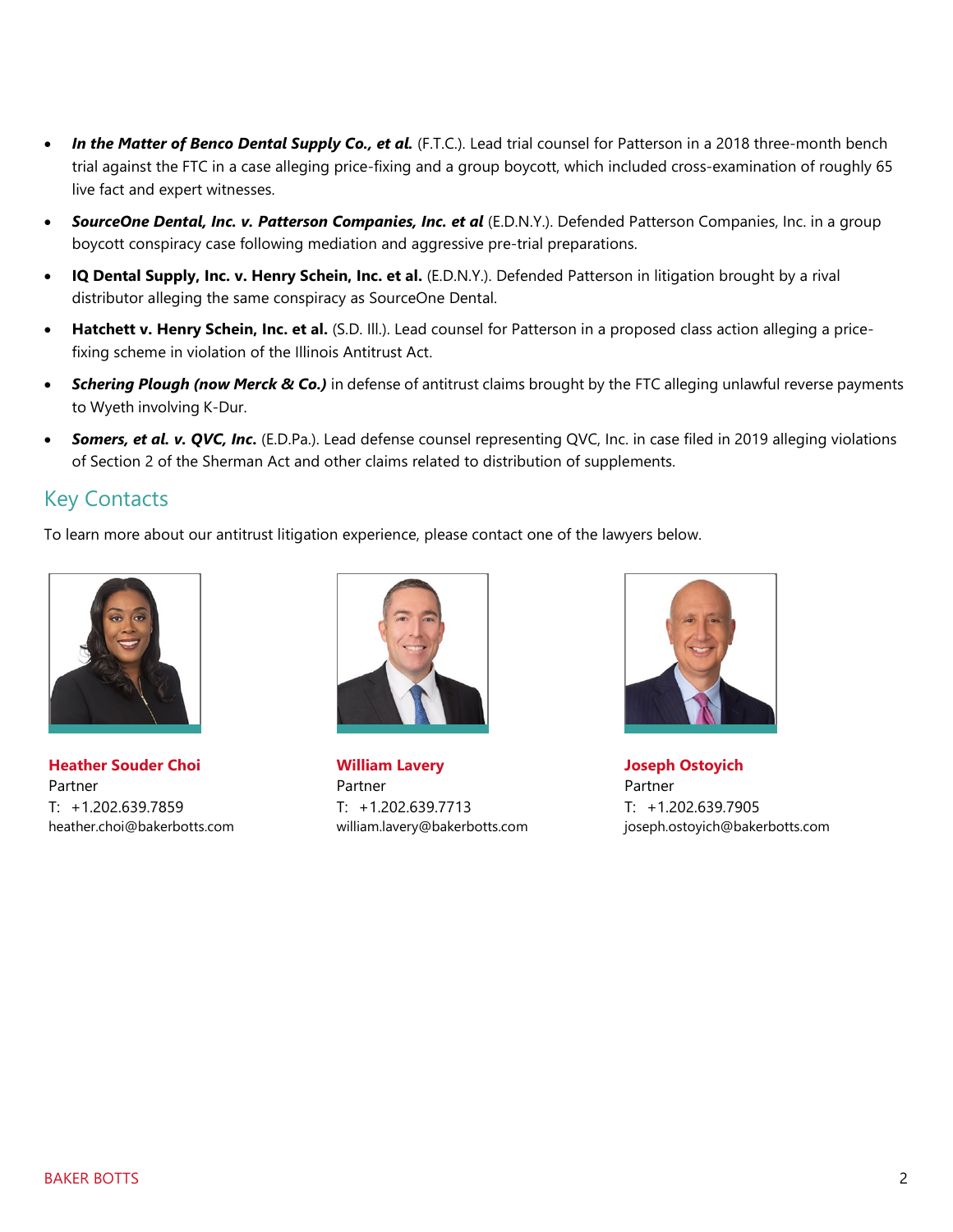- ***In the Matter of Benco Dental Supply Co., et al.*** (F.T.C.). Lead trial counsel for Patterson in a 2018 three-month bench trial against the FTC in a case alleging price-fixing and a group boycott, which included cross-examination of roughly 65 live fact and expert witnesses.
- ***SourceOne Dental, Inc. v. Patterson Companies, Inc. et al*** (E.D.N.Y.). Defended Patterson Companies, Inc. in a group boycott conspiracy case following mediation and aggressive pre-trial preparations.
- **IQ Dental Supply, Inc. v. Henry Schein, Inc. et al.** (E.D.N.Y.). Defended Patterson in litigation brought by a rival distributor alleging the same conspiracy as SourceOne Dental.
- **Hatchett v. Henry Schein, Inc. et al.** (S.D. Ill.). Lead counsel for Patterson in a proposed class action alleging a price-fixing scheme in violation of the Illinois Antitrust Act.
- ***Schering Plough (now Merck & Co.)*** in defense of antitrust claims brought by the FTC alleging unlawful reverse payments to Wyeth involving K-Dur.
- ***Somers, et al. v. QVC, Inc.*** (E.D.Pa.). Lead defense counsel representing QVC, Inc. in case filed in 2019 alleging violations of Section 2 of the Sherman Act and other claims related to distribution of supplements.

## Key Contacts

To learn more about our antitrust litigation experience, please contact one of the lawyers below.

**Heather Souder Choi**
Partner
T: +1.202.639.7859
heather.choi@bakerbotts.com

**William Lavery**
Partner
T: +1.202.639.7713
william.lavery@bakerbotts.com

**Joseph Ostoyich**
Partner
T: +1.202.639.7905
joseph.ostoyich@bakerbotts.com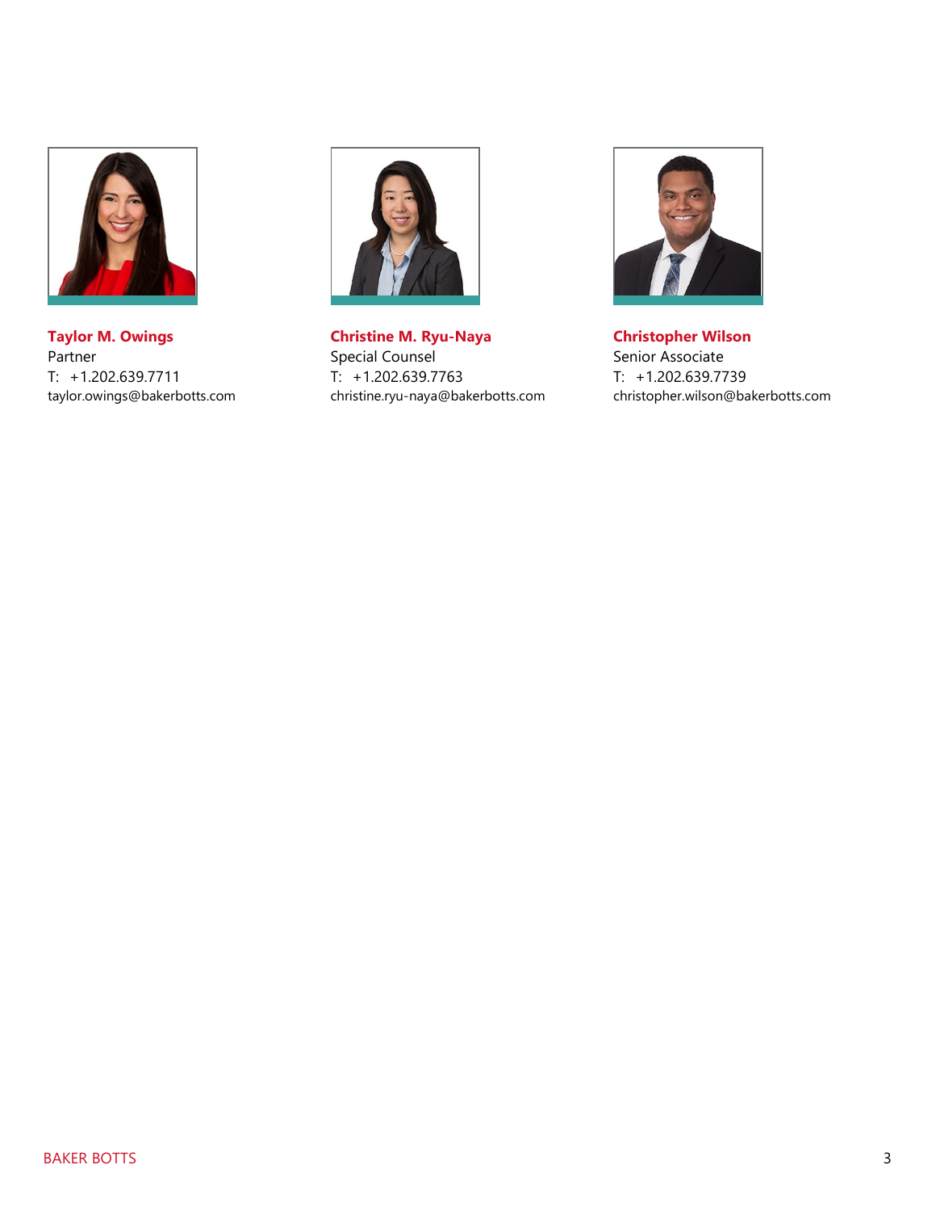**Taylor M. Owings**
Partner
T: +1.202.639.7711
taylor.owings@bakerbotts.com

**Christine M. Ryu-Naya**
Special Counsel
T: +1.202.639.7763
christine.ryu-naya@bakerbotts.com

**Christopher Wilson**
Senior Associate
T: +1.202.639.7739
christopher.wilson@bakerbotts.com